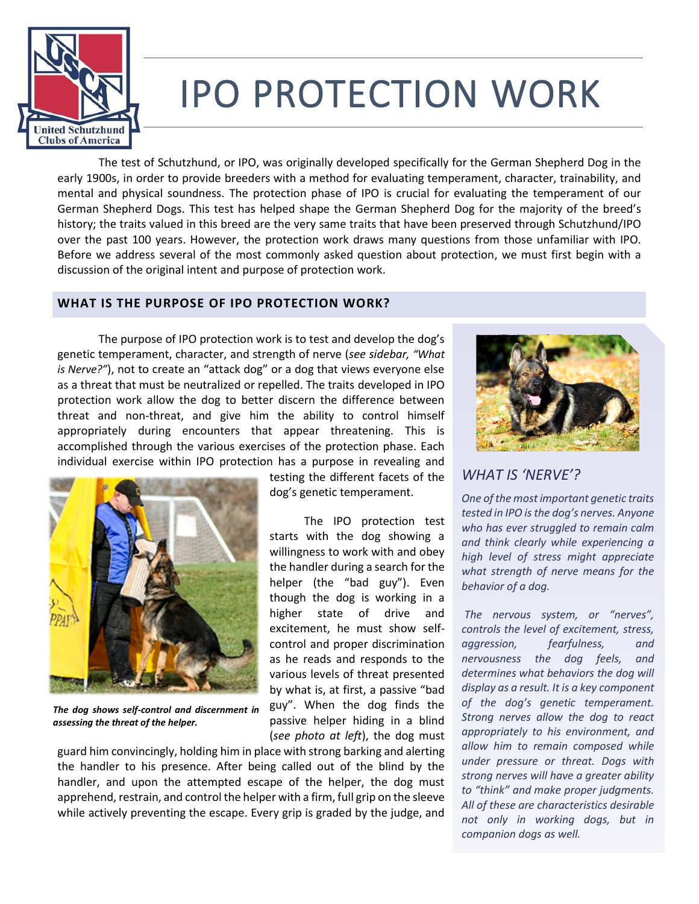# IPO PROTECTION WORK

The test of Schutzhund, or IPO, was originally developed specifically for the German Shepherd Dog in the early 1900s, in order to provide breeders with a method for evaluating temperament, character, trainability, and mental and physical soundness. The protection phase of IPO is crucial for evaluating the temperament of our German Shepherd Dogs. This test has helped shape the German Shepherd Dog for the majority of the breed's history; the traits valued in this breed are the very same traits that have been preserved through Schutzhund/IPO over the past 100 years. However, the protection work draws many questions from those unfamiliar with IPO. Before we address several of the most commonly asked question about protection, we must first begin with a discussion of the original intent and purpose of protection work.

## WHAT IS THE PURPOSE OF IPO PROTECTION WORK?

The purpose of IPO protection work is to test and develop the dog's genetic temperament, character, and strength of nerve (*see sidebar, "What is Nerve?"*), not to create an "attack dog" or a dog that views everyone else as a threat that must be neutralized or repelled. The traits developed in IPO protection work allow the dog to better discern the difference between threat and non-threat, and give him the ability to control himself appropriately during encounters that appear threatening. This is accomplished through the various exercises of the protection phase. Each individual exercise within IPO protection has a purpose in revealing and testing the different facets of the dog's genetic temperament.

***The dog shows self-control and discernment in assessing the threat of the helper.***

The IPO protection test starts with the dog showing a willingness to work with and obey the handler during a search for the helper (the "bad guy"). Even though the dog is working in a higher state of drive and excitement, he must show self-control and proper discrimination as he reads and responds to the various levels of threat presented by what is, at first, a passive "bad guy". When the dog finds the passive helper hiding in a blind (*see photo at left*), the dog must guard him convincingly, holding him in place with strong barking and alerting the handler to his presence. After being called out of the blind by the handler, and upon the attempted escape of the helper, the dog must apprehend, restrain, and control the helper with a firm, full grip on the sleeve while actively preventing the escape. Every grip is graded by the judge, and

### *WHAT IS 'NERVE'?*

*One of the most important genetic traits tested in IPO is the dog's nerves. Anyone who has ever struggled to remain calm and think clearly while experiencing a high level of stress might appreciate what strength of nerve means for the behavior of a dog.*

*The nervous system, or "nerves", controls the level of excitement, stress, aggression, fearfulness, and nervousness the dog feels, and determines what behaviors the dog will display as a result. It is a key component of the dog's genetic temperament. Strong nerves allow the dog to react appropriately to his environment, and allow him to remain composed while under pressure or threat. Dogs with strong nerves will have a greater ability to "think" and make proper judgments. All of these are characteristics desirable not only in working dogs, but in companion dogs as well.*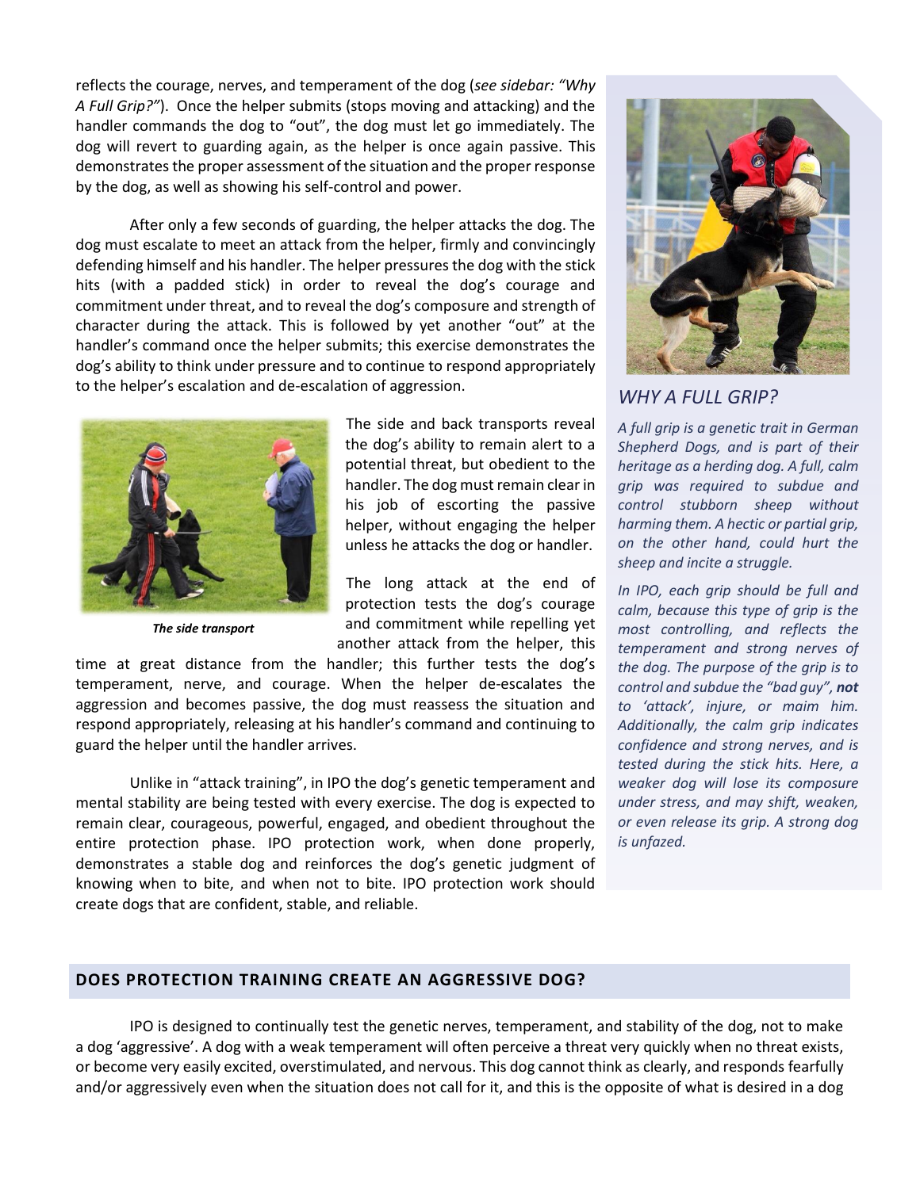reflects the courage, nerves, and temperament of the dog (*see sidebar: "Why A Full Grip?"*). Once the helper submits (stops moving and attacking) and the handler commands the dog to "out", the dog must let go immediately. The dog will revert to guarding again, as the helper is once again passive. This demonstrates the proper assessment of the situation and the proper response by the dog, as well as showing his self-control and power.

After only a few seconds of guarding, the helper attacks the dog. The dog must escalate to meet an attack from the helper, firmly and convincingly defending himself and his handler. The helper pressures the dog with the stick hits (with a padded stick) in order to reveal the dog's courage and commitment under threat, and to reveal the dog's composure and strength of character during the attack. This is followed by yet another "out" at the handler's command once the helper submits; this exercise demonstrates the dog's ability to think under pressure and to continue to respond appropriately to the helper's escalation and de-escalation of aggression.

***The side transport***

The side and back transports reveal the dog's ability to remain alert to a potential threat, but obedient to the handler. The dog must remain clear in his job of escorting the passive helper, without engaging the helper unless he attacks the dog or handler.

The long attack at the end of protection tests the dog's courage and commitment while repelling yet another attack from the helper, this time at great distance from the handler; this further tests the dog's temperament, nerve, and courage. When the helper de-escalates the aggression and becomes passive, the dog must reassess the situation and respond appropriately, releasing at his handler's command and continuing to guard the helper until the handler arrives.

Unlike in "attack training", in IPO the dog's genetic temperament and mental stability are being tested with every exercise. The dog is expected to remain clear, courageous, powerful, engaged, and obedient throughout the entire protection phase. IPO protection work, when done properly, demonstrates a stable dog and reinforces the dog's genetic judgment of knowing when to bite, and when not to bite. IPO protection work should create dogs that are confident, stable, and reliable.

### *WHY A FULL GRIP?*

*A full grip is a genetic trait in German Shepherd Dogs, and is part of their heritage as a herding dog. A full, calm grip was required to subdue and control stubborn sheep without harming them. A hectic or partial grip, on the other hand, could hurt the sheep and incite a struggle.*

*In IPO, each grip should be full and calm, because this type of grip is the most controlling, and reflects the temperament and strong nerves of the dog. The purpose of the grip is to control and subdue the "bad guy", **not** to 'attack', injure, or maim him. Additionally, the calm grip indicates confidence and strong nerves, and is tested during the stick hits. Here, a weaker dog will lose its composure under stress, and may shift, weaken, or even release its grip. A strong dog is unfazed.*

## DOES PROTECTION TRAINING CREATE AN AGGRESSIVE DOG?

IPO is designed to continually test the genetic nerves, temperament, and stability of the dog, not to make a dog 'aggressive'. A dog with a weak temperament will often perceive a threat very quickly when no threat exists, or become very easily excited, overstimulated, and nervous. This dog cannot think as clearly, and responds fearfully and/or aggressively even when the situation does not call for it, and this is the opposite of what is desired in a dog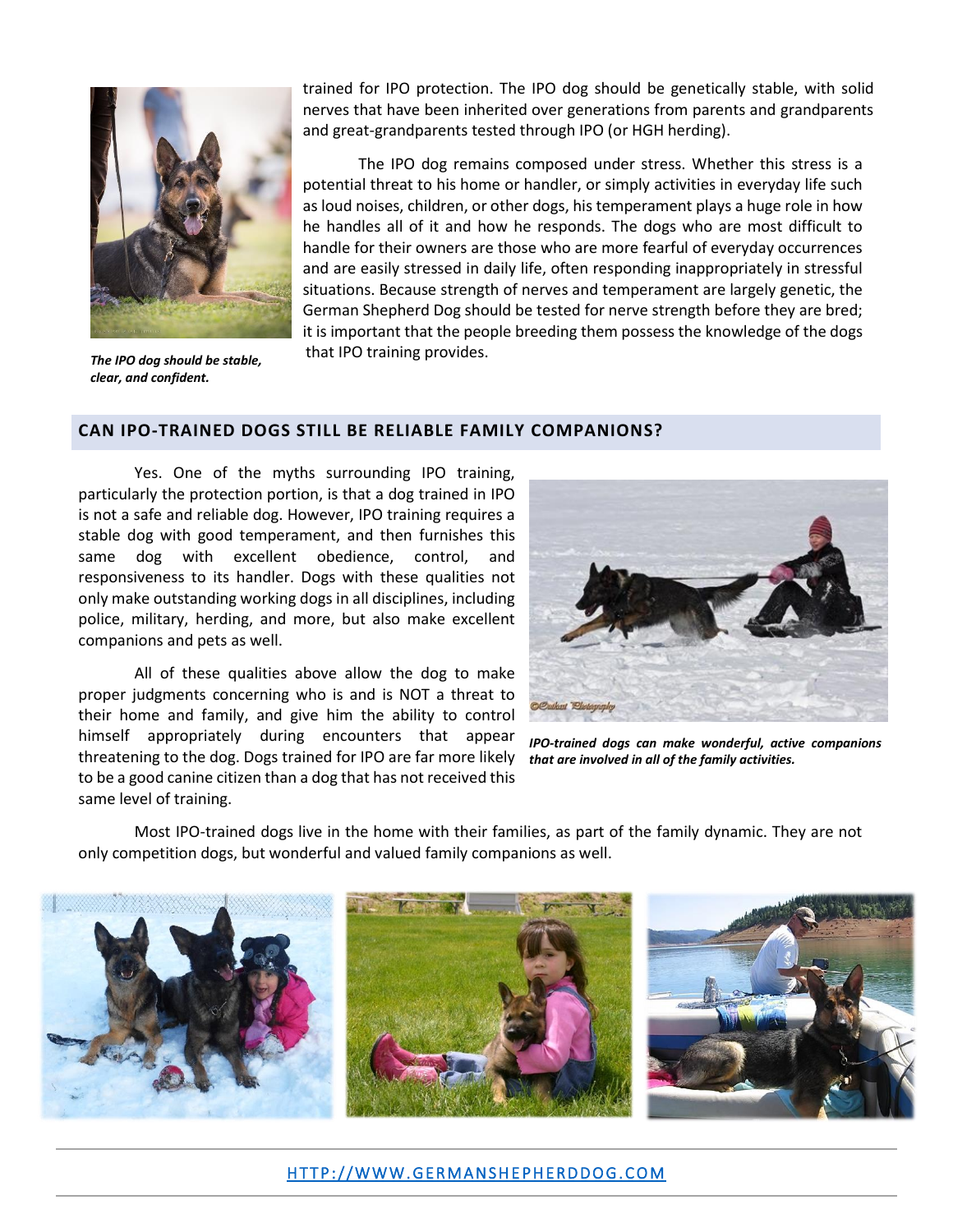trained for IPO protection. The IPO dog should be genetically stable, with solid nerves that have been inherited over generations from parents and grandparents and great-grandparents tested through IPO (or HGH herding).

The IPO dog remains composed under stress. Whether this stress is a potential threat to his home or handler, or simply activities in everyday life such as loud noises, children, or other dogs, his temperament plays a huge role in how he handles all of it and how he responds. The dogs who are most difficult to handle for their owners are those who are more fearful of everyday occurrences and are easily stressed in daily life, often responding inappropriately in stressful situations. Because strength of nerves and temperament are largely genetic, the German Shepherd Dog should be tested for nerve strength before they are bred; it is important that the people breeding them possess the knowledge of the dogs that IPO training provides.

***The IPO dog should be stable, clear, and confident.***

## CAN IPO-TRAINED DOGS STILL BE RELIABLE FAMILY COMPANIONS?

Yes. One of the myths surrounding IPO training, particularly the protection portion, is that a dog trained in IPO is not a safe and reliable dog. However, IPO training requires a stable dog with good temperament, and then furnishes this same dog with excellent obedience, control, and responsiveness to its handler. Dogs with these qualities not only make outstanding working dogs in all disciplines, including police, military, herding, and more, but also make excellent companions and pets as well.

All of these qualities above allow the dog to make proper judgments concerning who is and is NOT a threat to their home and family, and give him the ability to control himself appropriately during encounters that appear threatening to the dog. Dogs trained for IPO are far more likely to be a good canine citizen than a dog that has not received this same level of training.

***IPO-trained dogs can make wonderful, active companions that are involved in all of the family activities.***

Most IPO-trained dogs live in the home with their families, as part of the family dynamic. They are not only competition dogs, but wonderful and valued family companions as well.